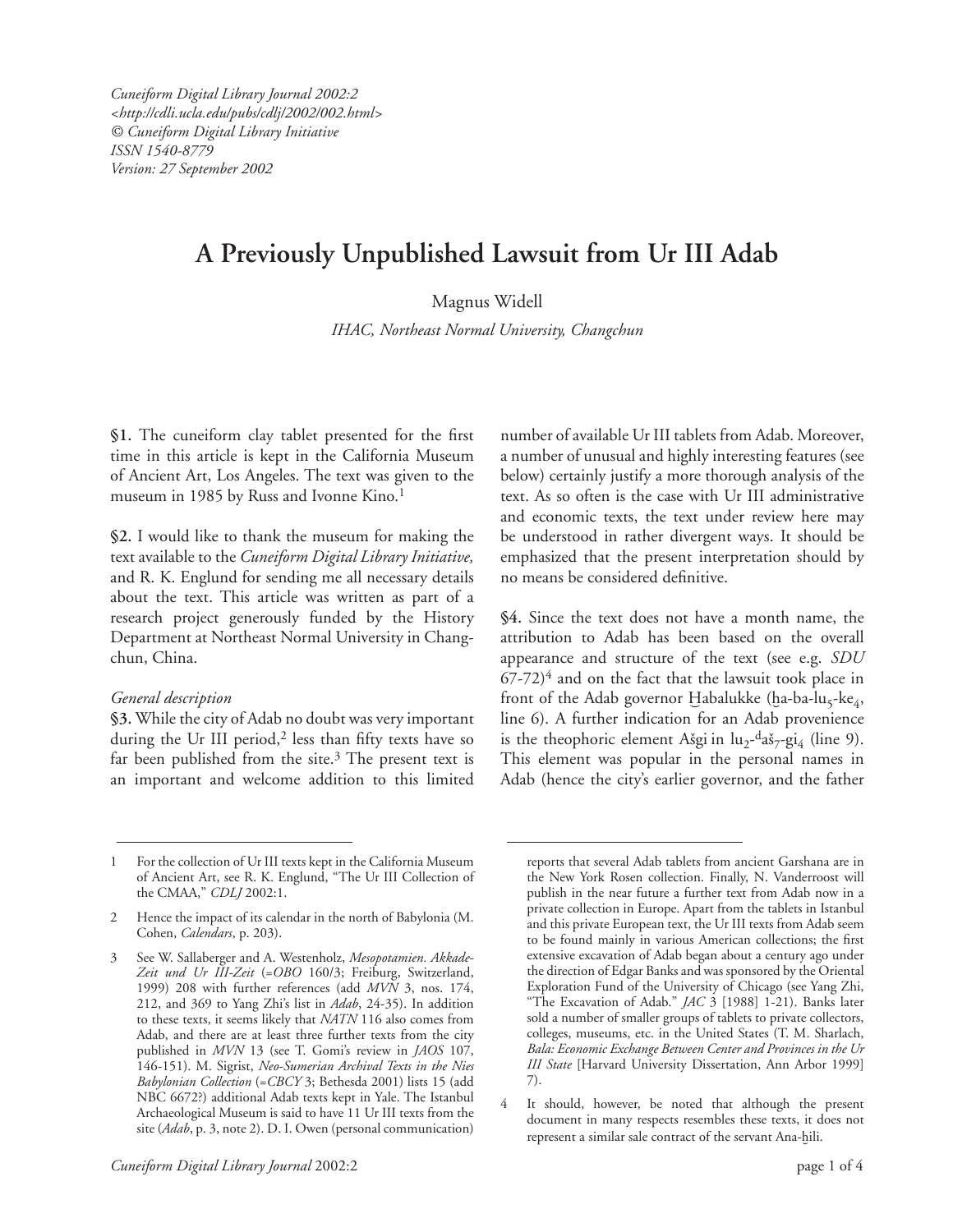*Cuneiform Digital Library Journal 2002:2*
*<http://cdli.ucla.edu/pubs/cdlj/2002/002.html>*
*© Cuneiform Digital Library Initiative*
*ISSN 1540-8779*
*Version: 27 September 2002*

# A Previously Unpublished Lawsuit from Ur III Adab

Magnus Widell

*IHAC, Northeast Normal University, Changchun*

**§1.** The cuneiform clay tablet presented for the first time in this article is kept in the California Museum of Ancient Art, Los Angeles. The text was given to the museum in 1985 by Russ and Ivonne Kino.[1]

**§2.** I would like to thank the museum for making the text available to the *Cuneiform Digital Library Initiative*, and R. K. Englund for sending me all necessary details about the text. This article was written as part of a research project generously funded by the History Department at Northeast Normal University in Changchun, China.

*General description*

**§3.** While the city of Adab no doubt was very important during the Ur III period,[2] less than fifty texts have so far been published from the site.[3] The present text is an important and welcome addition to this limited number of available Ur III tablets from Adab. Moreover, a number of unusual and highly interesting features (see below) certainly justify a more thorough analysis of the text. As so often is the case with Ur III administrative and economic texts, the text under review here may be understood in rather divergent ways. It should be emphasized that the present interpretation should by no means be considered definitive.

**§4.** Since the text does not have a month name, the attribution to Adab has been based on the overall appearance and structure of the text (see e.g. *SDU* 67-72)[4] and on the fact that the lawsuit took place in front of the Adab governor Ḫabalukke (ḫa-ba-lu$_5$-ke$_4$, line 6). A further indication for an Adab provenience is the theophoric element Ašgi in lu$_2$-$^d$aš$_7$-gi$_4$ (line 9). This element was popular in the personal names in Adab (hence the city's earlier governor, and the father

---

1 For the collection of Ur III texts kept in the California Museum of Ancient Art, see R. K. Englund, "The Ur III Collection of the CMAA," *CDLJ* 2002:1.

2 Hence the impact of its calendar in the north of Babylonia (M. Cohen, *Calendars*, p. 203).

3 See W. Sallaberger and A. Westenholz, *Mesopotamien. Akkade-Zeit und Ur III-Zeit* (=*OBO* 160/3; Freiburg, Switzerland, 1999) 208 with further references (add *MVN* 3, nos. 174, 212, and 369 to Yang Zhi's list in *Adab*, 24-35). In addition to these texts, it seems likely that *NATN* 116 also comes from Adab, and there are at least three further texts from the city published in *MVN* 13 (see T. Gomi's review in *JAOS* 107, 146-151). M. Sigrist, *Neo-Sumerian Archival Texts in the Nies Babylonian Collection* (=*CBCY* 3; Bethesda 2001) lists 15 (add NBC 6672?) additional Adab texts kept in Yale. The Istanbul Archaeological Museum is said to have 11 Ur III texts from the site (*Adab*, p. 3, note 2). D. I. Owen (personal communication) reports that several Adab tablets from ancient Garshana are in the New York Rosen collection. Finally, N. Vanderroost will publish in the near future a further text from Adab now in a private collection in Europe. Apart from the tablets in Istanbul and this private European text, the Ur III texts from Adab seem to be found mainly in various American collections; the first extensive excavation of Adab began about a century ago under the direction of Edgar Banks and was sponsored by the Oriental Exploration Fund of the University of Chicago (see Yang Zhi, "The Excavation of Adab." *JAC* 3 [1988] 1-21). Banks later sold a number of smaller groups of tablets to private collectors, colleges, museums, etc. in the United States (T. M. Sharlach, *Bala: Economic Exchange Between Center and Provinces in the Ur III State* [Harvard University Dissertation, Ann Arbor 1999] 7).

4 It should, however, be noted that although the present document in many respects resembles these texts, it does not represent a similar sale contract of the servant Ana-ḫili.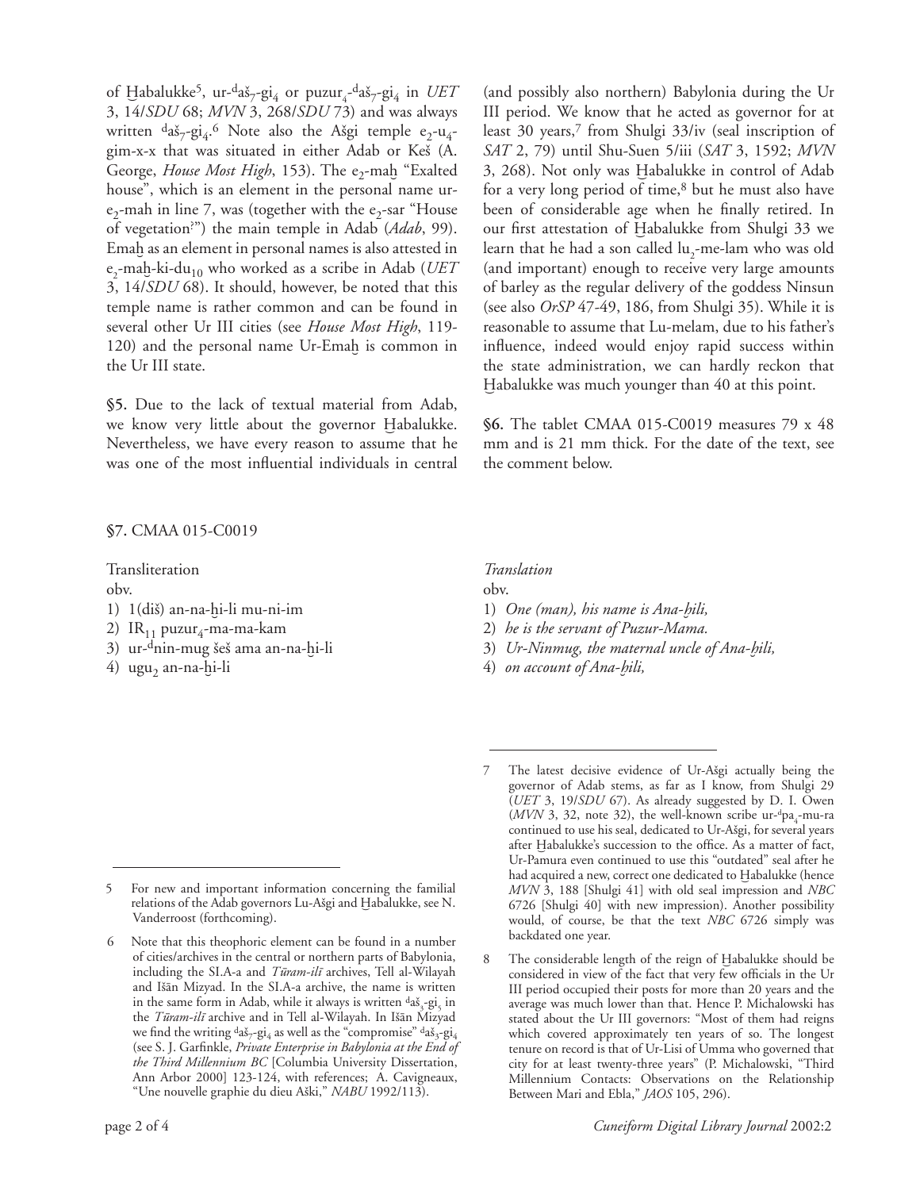of Ḫabalukke[5], ur-$^{d}$aš$_7$-gi$_4$ or puzur$_4$-$^{d}$aš$_7$-gi$_4$ in *UET* 3, 14/*SDU* 68; *MVN* 3, 268/*SDU* 73) and was always written $^{d}$aš$_7$-gi$_4$.[6] Note also the Ašgi temple e$_2$-u$_4$-gim-x-x that was situated in either Adab or Keš (A. George, *House Most High*, 153). The e$_2$-maḫ "Exalted house", which is an element in the personal name ur-e$_2$-mah in line 7, was (together with the e$_2$-sar "House of vegetation?") the main temple in Adab (*Adab*, 99). Emaḫ as an element in personal names is also attested in e$_2$-maḫ-ki-du$_{10}$ who worked as a scribe in Adab (*UET* 3, 14/*SDU* 68). It should, however, be noted that this temple name is rather common and can be found in several other Ur III cities (see *House Most High*, 119-120) and the personal name Ur-Emaḫ is common in the Ur III state.

**§5.** Due to the lack of textual material from Adab, we know very little about the governor Ḫabalukke. Nevertheless, we have every reason to assume that he was one of the most influential individuals in central (and possibly also northern) Babylonia during the Ur III period. We know that he acted as governor for at least 30 years,[7] from Shulgi 33/iv (seal inscription of *SAT* 2, 79) until Shu-Suen 5/iii (*SAT* 3, 1592; *MVN* 3, 268). Not only was Ḫabalukke in control of Adab for a very long period of time,[8] but he must also have been of considerable age when he finally retired. In our first attestation of Ḫabalukke from Shulgi 33 we learn that he had a son called lu$_2$-me-lam who was old (and important) enough to receive very large amounts of barley as the regular delivery of the goddess Ninsun (see also *OrSP* 47-49, 186, from Shulgi 35). While it is reasonable to assume that Lu-melam, due to his father's influence, indeed would enjoy rapid success within the state administration, we can hardly reckon that Ḫabalukke was much younger than 40 at this point.

**§6.** The tablet CMAA 015-C0019 measures 79 x 48 mm and is 21 mm thick. For the date of the text, see the comment below.

**§7.** CMAA 015-C0019

| Transliteration | *Translation* |
|---|---|
| obv. | obv. |
| 1) 1(diš) an-na-ḫi-li mu-ni-im | 1) *One (man), his name is Ana-ḫili,* |
| 2) IR$_{11}$ puzur$_4$-ma-ma-kam | 2) *he is the servant of Puzur-Mama.* |
| 3) ur-$^{d}$nin-mug šeš ama an-na-ḫi-li | 3) *Ur-Ninmug, the maternal uncle of Ana-ḫili,* |
| 4) ugu$_2$ an-na-ḫi-li | 4) *on account of Ana-ḫili,* |

---

5 For new and important information concerning the familial relations of the Adab governors Lu-Ašgi and Ḫabalukke, see N. Vanderroost (forthcoming).

6 Note that this theophoric element can be found in a number of cities/archives in the central or northern parts of Babylonia, including the SI.A-a and *Tūram-ilī* archives, Tell al-Wilayah and Išān Mizyad. In the SI.A-a archive, the name is written in the same form in Adab, while it always is written $^{d}$aš$_3$-gi$_5$ in the *Tūram-ilī* archive and in Tell al-Wilayah. In Išān Mizyad we find the writing $^{d}$aš$_7$-gi$_4$ as well as the "compromise" $^{d}$aš$_3$-gi$_4$ (see S. J. Garfinkle, *Private Enterprise in Babylonia at the End of the Third Millennium BC* [Columbia University Dissertation, Ann Arbor 2000] 123-124, with references; A. Cavigneaux, "Une nouvelle graphie du dieu Aški," *NABU* 1992/113).

7 The latest decisive evidence of Ur-Ašgi actually being the governor of Adab stems, as far as I know, from Shulgi 29 (*UET* 3, 19/*SDU* 67). As already suggested by D. I. Owen (*MVN* 3, 32, note 32), the well-known scribe ur-$^{d}$pa$_4$-mu-ra continued to use his seal, dedicated to Ur-Ašgi, for several years after Ḫabalukke's succession to the office. As a matter of fact, Ur-Pamura even continued to use this "outdated" seal after he had acquired a new, correct one dedicated to Ḫabalukke (hence *MVN* 3, 188 [Shulgi 41] with old seal impression and *NBC* 6726 [Shulgi 40] with new impression). Another possibility would, of course, be that the text *NBC* 6726 simply was backdated one year.

8 The considerable length of the reign of Ḫabalukke should be considered in view of the fact that very few officials in the Ur III period occupied their posts for more than 20 years and the average was much lower than that. Hence P. Michalowski has stated about the Ur III governors: "Most of them had reigns which covered approximately ten years of so. The longest tenure on record is that of Ur-Lisi of Umma who governed that city for at least twenty-three years" (P. Michalowski, "Third Millennium Contacts: Observations on the Relationship Between Mari and Ebla," *JAOS* 105, 296).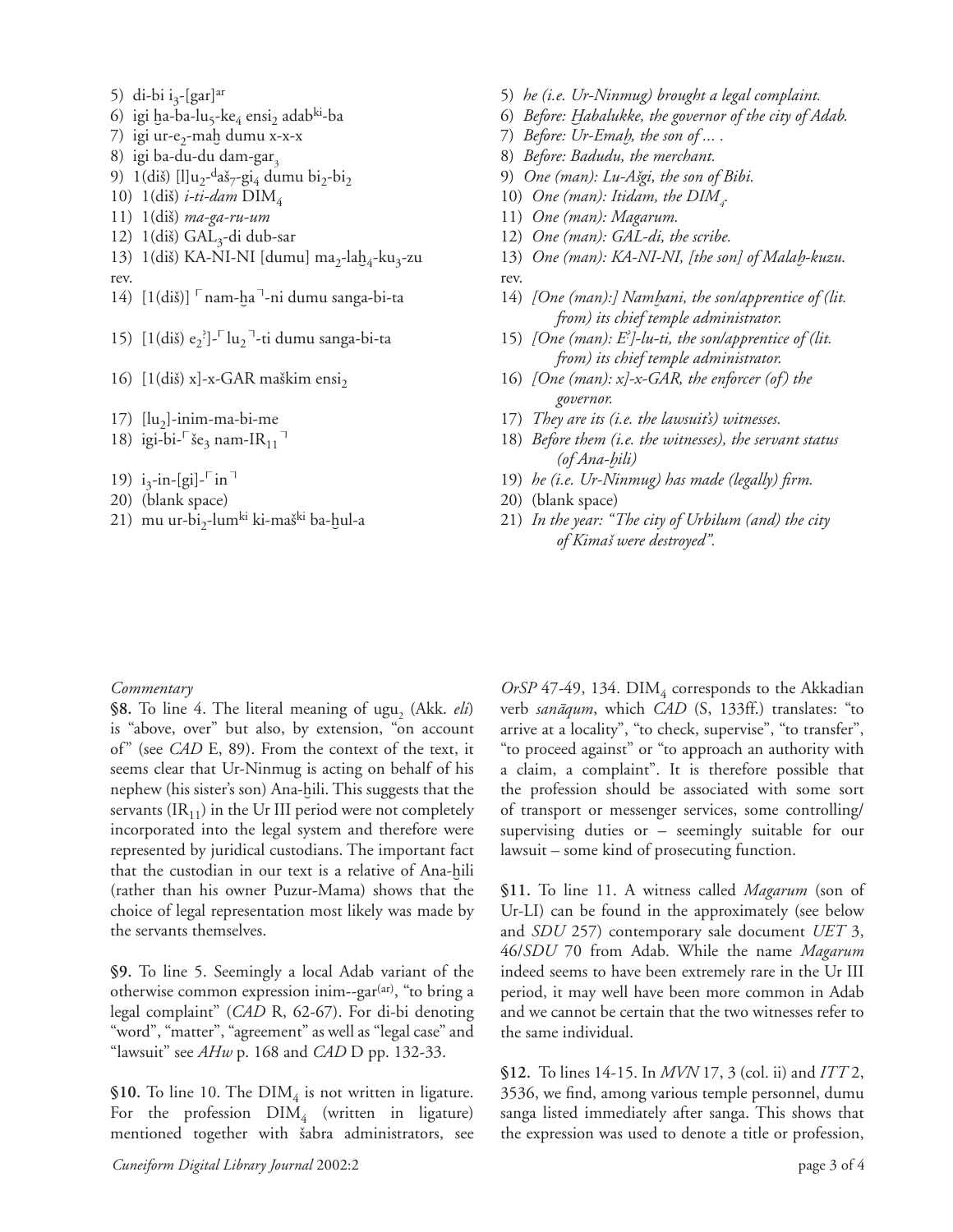5) di-bi $i_3$-[gar][ar]
6) igi ḫa-ba-$lu_5$-$ke_4$ $ensi_2$ adab[ki]-ba
7) igi ur-$e_2$-maḫ dumu x-x-x
8) igi ba-du-du dam-$gar_3$
9) 1(diš) [l]$u_2$-[d]$aš_7$-$gi_4$ dumu $bi_2$-$bi_2$
10) 1(diš) *i-ti-dam* $DIM_4$
11) 1(diš) *ma-ga-ru-um*
12) 1(diš) $GAL_3$-di dub-sar
13) 1(diš) KA-NI-NI [dumu] $ma_2$-$laḫ_4$-$ku_3$-zu

rev.

14) [1(diš)] ⌜nam-ḫa⌝-ni dumu sanga-bi-ta
15) [1(diš) $e_2$[?]]-⌜$lu_2$⌝-ti dumu sanga-bi-ta
16) [1(diš) x]-x-GAR maškim $ensi_2$
17) [$lu_2$]-inim-ma-bi-me
18) igi-bi-⌜$še_3$ nam-$IR_{11}$⌝
19) $i_3$-in-[gi]-⌜in⌝
20) (blank space)
21) mu ur-$bi_2$-lum[ki] ki-maš[ki] ba-ḫul-a

5) *he (i.e. Ur-Ninmug) brought a legal complaint.*
6) *Before: Ḫabalukke, the governor of the city of Adab.*
7) *Before: Ur-Emaḫ, the son of ... .*
8) *Before: Badudu, the merchant.*
9) *One (man): Lu-Ašgi, the son of Bibi.*
10) *One (man): Itidam, the $DIM_4$.*
11) *One (man): Magarum.*
12) *One (man): GAL-di, the scribe.*
13) *One (man): KA-NI-NI, [the son] of Malaḫ-kuzu.*

rev.

14) *[One (man):] Namḫani, the son/apprentice of (lit. from) its chief temple administrator.*
15) *[One (man): E[?]]-lu-ti, the son/apprentice of (lit. from) its chief temple administrator.*
16) *[One (man): x]-x-GAR, the enforcer (of) the governor.*
17) *They are its (i.e. the lawsuit's) witnesses.*
18) *Before them (i.e. the witnesses), the servant status (of Ana-ḫili)*
19) *he (i.e. Ur-Ninmug) has made (legally) firm.*
20) (blank space)
21) *In the year: "The city of Urbilum (and) the city of Kimaš were destroyed".*

*Commentary*

**§8.** To line 4. The literal meaning of $ugu_2$ (Akk. *eli*) is "above, over" but also, by extension, "on account of" (see *CAD* E, 89). From the context of the text, it seems clear that Ur-Ninmug is acting on behalf of his nephew (his sister's son) Ana-ḫili. This suggests that the servants ($IR_{11}$) in the Ur III period were not completely incorporated into the legal system and therefore were represented by juridical custodians. The important fact that the custodian in our text is a relative of Ana-ḫili (rather than his owner Puzur-Mama) shows that the choice of legal representation most likely was made by the servants themselves.

**§9.** To line 5. Seemingly a local Adab variant of the otherwise common expression inim--gar[(ar)], "to bring a legal complaint" (*CAD* R, 62-67). For di-bi denoting "word", "matter", "agreement" as well as "legal case" and "lawsuit" see *AHw* p. 168 and *CAD* D pp. 132-33.

**§10.** To line 10. The $DIM_4$ is not written in ligature. For the profession $DIM_4$ (written in ligature) mentioned together with šabra administrators, see *OrSP* 47-49, 134. $DIM_4$ corresponds to the Akkadian verb *sanāqum*, which *CAD* (S, 133ff.) translates: "to arrive at a locality", "to check, supervise", "to transfer", "to proceed against" or "to approach an authority with a claim, a complaint". It is therefore possible that the profession should be associated with some sort of transport or messenger services, some controlling/supervising duties or – seemingly suitable for our lawsuit – some kind of prosecuting function.

**§11.** To line 11. A witness called *Magarum* (son of Ur-LI) can be found in the approximately (see below and *SDU* 257) contemporary sale document *UET* 3, 46/*SDU* 70 from Adab. While the name *Magarum* indeed seems to have been extremely rare in the Ur III period, it may well have been more common in Adab and we cannot be certain that the two witnesses refer to the same individual.

**§12.** To lines 14-15. In *MVN* 17, 3 (col. ii) and *ITT* 2, 3536, we find, among various temple personnel, dumu sanga listed immediately after sanga. This shows that the expression was used to denote a title or profession,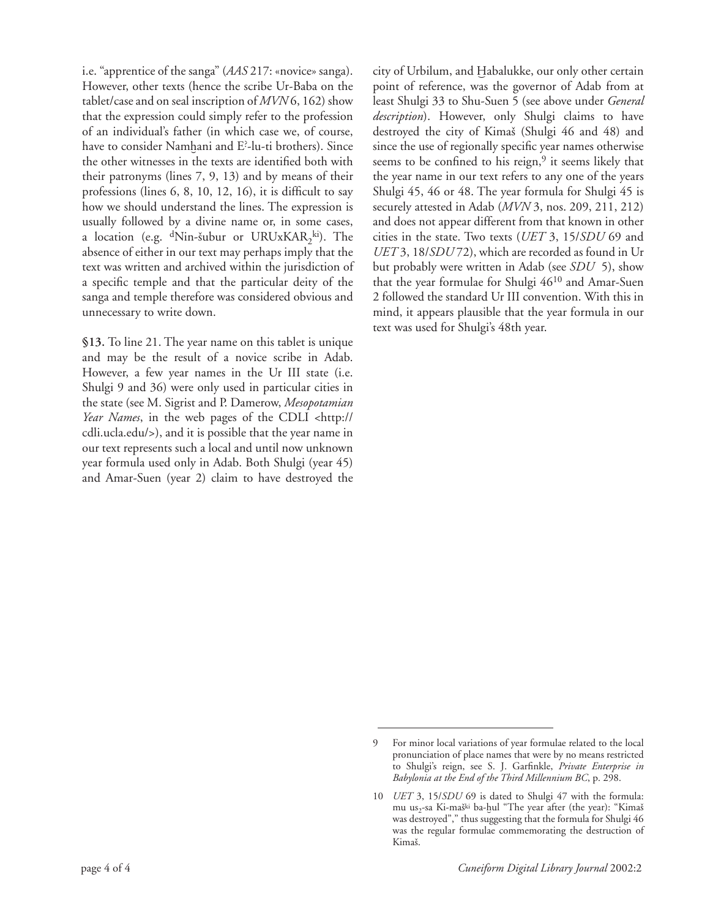i.e. "apprentice of the sanga" (*AAS* 217: «novice» sanga). However, other texts (hence the scribe Ur-Baba on the tablet/case and on seal inscription of *MVN* 6, 162) show that the expression could simply refer to the profession of an individual's father (in which case we, of course, have to consider Namḫani and E?-lu-ti brothers). Since the other witnesses in the texts are identified both with their patronyms (lines 7, 9, 13) and by means of their professions (lines 6, 8, 10, 12, 16), it is difficult to say how we should understand the lines. The expression is usually followed by a divine name or, in some cases, a location (e.g. $^{d}$Nin-šubur or URUxKAR$_2$$^{ki}$). The absence of either in our text may perhaps imply that the text was written and archived within the jurisdiction of a specific temple and that the particular deity of the sanga and temple therefore was considered obvious and unnecessary to write down.

**§13.** To line 21. The year name on this tablet is unique and may be the result of a novice scribe in Adab. However, a few year names in the Ur III state (i.e. Shulgi 9 and 36) were only used in particular cities in the state (see M. Sigrist and P. Damerow, *Mesopotamian Year Names*, in the web pages of the CDLI <http://cdli.ucla.edu/>), and it is possible that the year name in our text represents such a local and until now unknown year formula used only in Adab. Both Shulgi (year 45) and Amar-Suen (year 2) claim to have destroyed the city of Urbilum, and Ḫabalukke, our only other certain point of reference, was the governor of Adab from at least Shulgi 33 to Shu-Suen 5 (see above under *General description*). However, only Shulgi claims to have destroyed the city of Kimaš (Shulgi 46 and 48) and since the use of regionally specific year names otherwise seems to be confined to his reign,[9] it seems likely that the year name in our text refers to any one of the years Shulgi 45, 46 or 48. The year formula for Shulgi 45 is securely attested in Adab (*MVN* 3, nos. 209, 211, 212) and does not appear different from that known in other cities in the state. Two texts (*UET* 3, 15/*SDU* 69 and *UET* 3, 18/*SDU* 72), which are recorded as found in Ur but probably were written in Adab (see *SDU* 5), show that the year formulae for Shulgi 46[10] and Amar-Suen 2 followed the standard Ur III convention. With this in mind, it appears plausible that the year formula in our text was used for Shulgi's 48th year.

---

9 For minor local variations of year formulae related to the local pronunciation of place names that were by no means restricted to Shulgi's reign, see S. J. Garfinkle, *Private Enterprise in Babylonia at the End of the Third Millennium BC*, p. 298.

10 *UET* 3, 15/*SDU* 69 is dated to Shulgi 47 with the formula: mu us$_2$-sa Ki-maš$^{ki}$ ba-ḫul "The year after (the year): "Kimaš was destroyed"," thus suggesting that the formula for Shulgi 46 was the regular formulae commemorating the destruction of Kimaš.